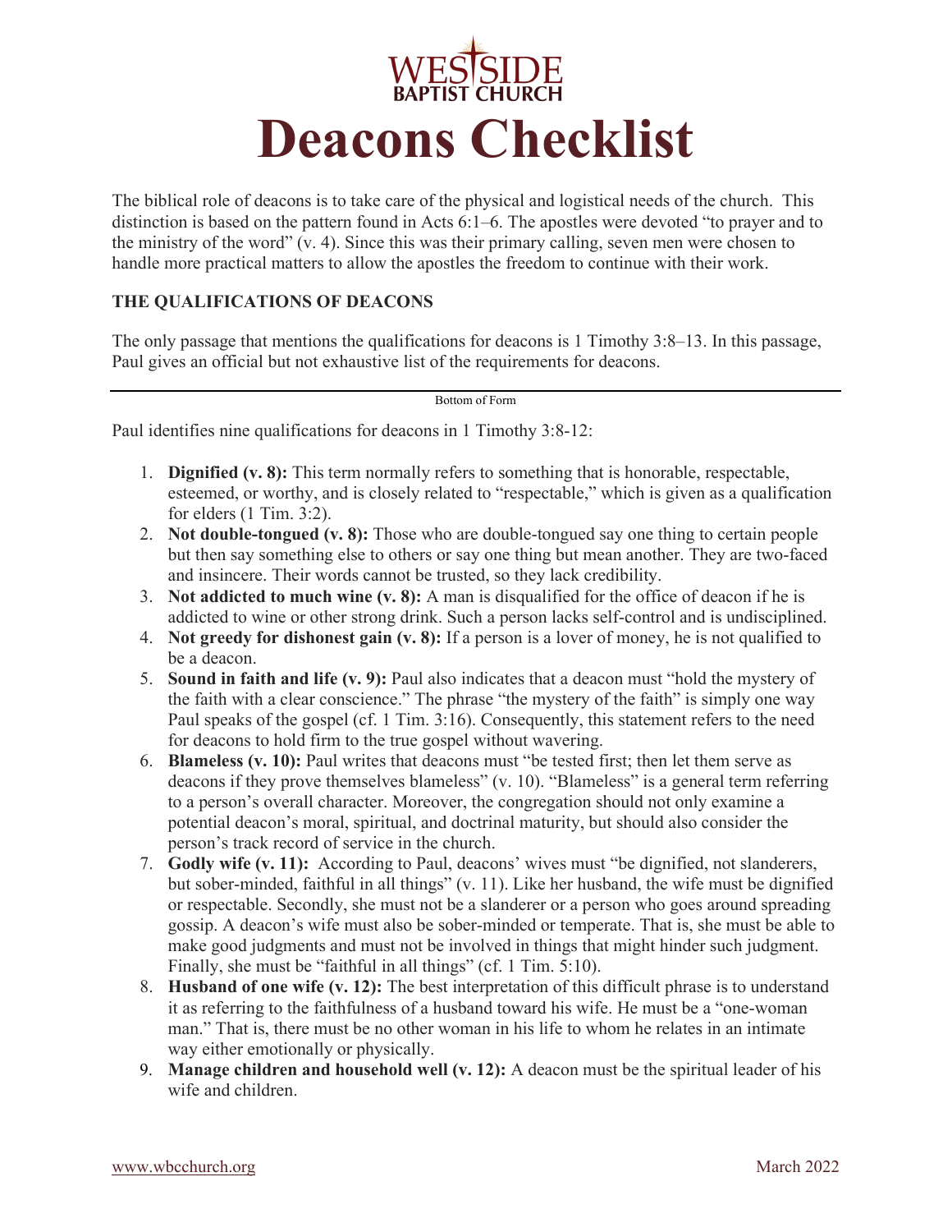WESTSIDE BAPTIST CHURCH

# Deacons Checklist

The biblical role of deacons is to take care of the physical and logistical needs of the church. This distinction is based on the pattern found in Acts 6:1–6. The apostles were devoted "to prayer and to the ministry of the word" (v. 4). Since this was their primary calling, seven men were chosen to handle more practical matters to allow the apostles the freedom to continue with their work.

### THE QUALIFICATIONS OF DEACONS

The only passage that mentions the qualifications for deacons is 1 Timothy 3:8–13. In this passage, Paul gives an official but not exhaustive list of the requirements for deacons.

---

Bottom of Form

Paul identifies nine qualifications for deacons in 1 Timothy 3:8-12:

1. **Dignified (v. 8):** This term normally refers to something that is honorable, respectable, esteemed, or worthy, and is closely related to "respectable," which is given as a qualification for elders (1 Tim. 3:2).
2. **Not double-tongued (v. 8):** Those who are double-tongued say one thing to certain people but then say something else to others or say one thing but mean another. They are two-faced and insincere. Their words cannot be trusted, so they lack credibility.
3. **Not addicted to much wine (v. 8):** A man is disqualified for the office of deacon if he is addicted to wine or other strong drink. Such a person lacks self-control and is undisciplined.
4. **Not greedy for dishonest gain (v. 8):** If a person is a lover of money, he is not qualified to be a deacon.
5. **Sound in faith and life (v. 9):** Paul also indicates that a deacon must "hold the mystery of the faith with a clear conscience." The phrase "the mystery of the faith" is simply one way Paul speaks of the gospel (cf. 1 Tim. 3:16). Consequently, this statement refers to the need for deacons to hold firm to the true gospel without wavering.
6. **Blameless (v. 10):** Paul writes that deacons must "be tested first; then let them serve as deacons if they prove themselves blameless" (v. 10). "Blameless" is a general term referring to a person's overall character. Moreover, the congregation should not only examine a potential deacon's moral, spiritual, and doctrinal maturity, but should also consider the person's track record of service in the church.
7. **Godly wife (v. 11):** According to Paul, deacons' wives must "be dignified, not slanderers, but sober-minded, faithful in all things" (v. 11). Like her husband, the wife must be dignified or respectable. Secondly, she must not be a slanderer or a person who goes around spreading gossip. A deacon's wife must also be sober-minded or temperate. That is, she must be able to make good judgments and must not be involved in things that might hinder such judgment. Finally, she must be "faithful in all things" (cf. 1 Tim. 5:10).
8. **Husband of one wife (v. 12):** The best interpretation of this difficult phrase is to understand it as referring to the faithfulness of a husband toward his wife. He must be a "one-woman man." That is, there must be no other woman in his life to whom he relates in an intimate way either emotionally or physically.
9. **Manage children and household well (v. 12):** A deacon must be the spiritual leader of his wife and children.

www.wbcchurch.org March 2022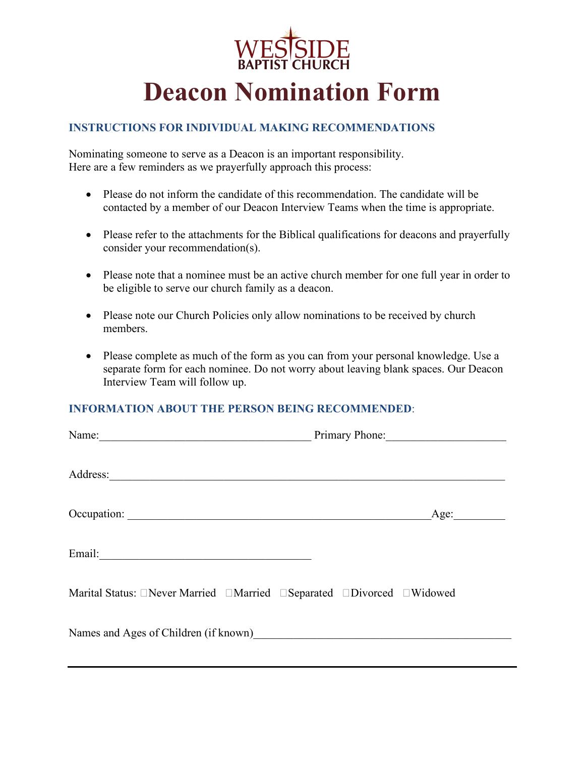WESTSIDE BAPTIST CHURCH

# Deacon Nomination Form

## INSTRUCTIONS FOR INDIVIDUAL MAKING RECOMMENDATIONS

Nominating someone to serve as a Deacon is an important responsibility.
Here are a few reminders as we prayerfully approach this process:

- Please do not inform the candidate of this recommendation. The candidate will be contacted by a member of our Deacon Interview Teams when the time is appropriate.
- Please refer to the attachments for the Biblical qualifications for deacons and prayerfully consider your recommendation(s).
- Please note that a nominee must be an active church member for one full year in order to be eligible to serve our church family as a deacon.
- Please note our Church Policies only allow nominations to be received by church members.
- Please complete as much of the form as you can from your personal knowledge. Use a separate form for each nominee. Do not worry about leaving blank spaces. Our Deacon Interview Team will follow up.

## INFORMATION ABOUT THE PERSON BEING RECOMMENDED:

Name:____________________________________ Primary Phone:____________________

Address:____________________________________________________________________

Occupation: ___________________________________________________Age:_________

Email:____________________________________

Marital Status: ☐Never Married ☐Married ☐Separated ☐Divorced ☐Widowed

Names and Ages of Children (if known)____________________________________________

---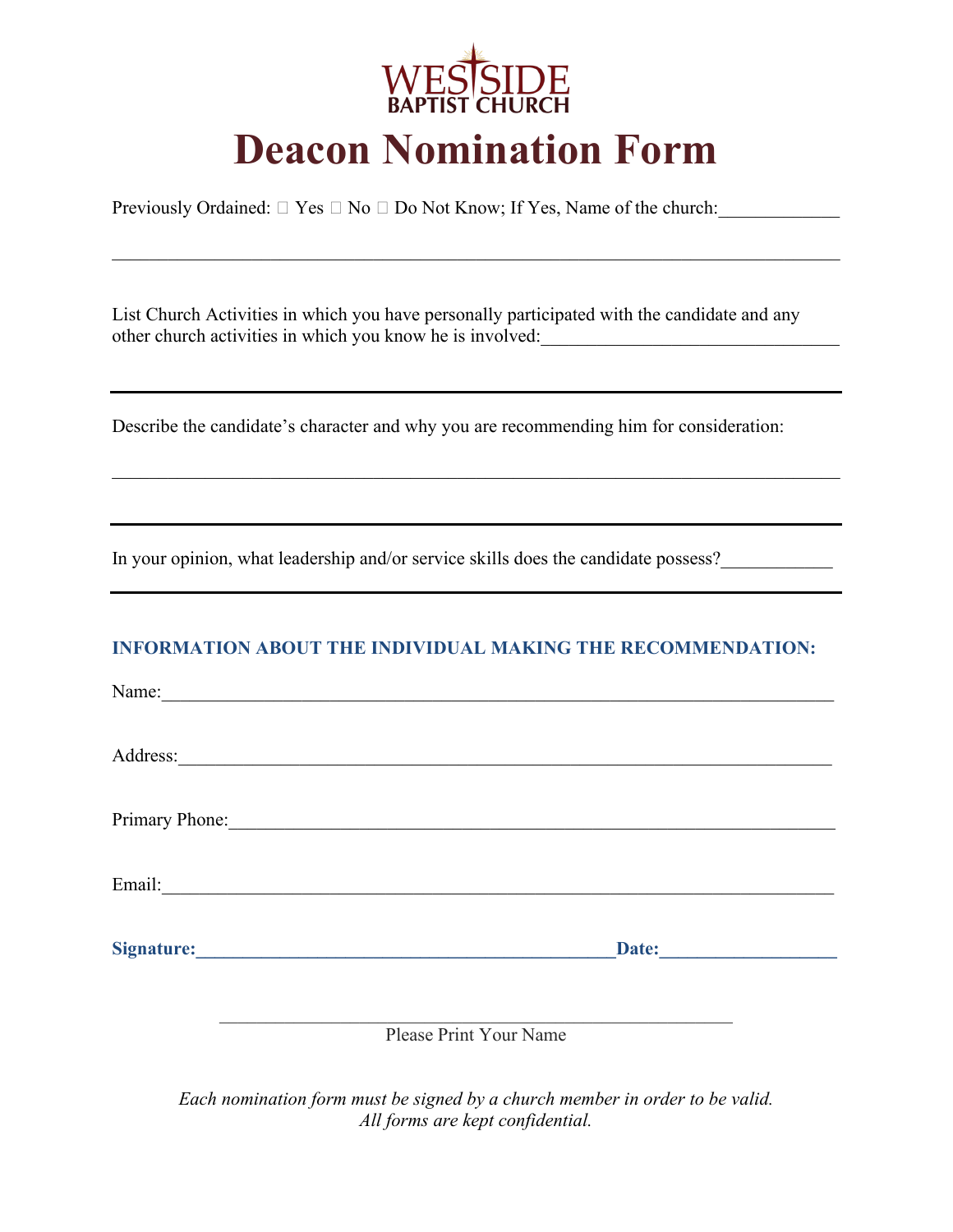WESTSIDE BAPTIST CHURCH

# Deacon Nomination Form

Previously Ordained: ☐ Yes ☐ No ☐ Do Not Know; If Yes, Name of the church:_____________

_____________________________________________________________________________

List Church Activities in which you have personally participated with the candidate and any other church activities in which you know he is involved:________________________________

_____________________________________________________________________________

Describe the candidate's character and why you are recommending him for consideration:

_____________________________________________________________________________

_____________________________________________________________________________

In your opinion, what leadership and/or service skills does the candidate possess?____________

_____________________________________________________________________________

**INFORMATION ABOUT THE INDIVIDUAL MAKING THE RECOMMENDATION:**

Name:_________________________________________________________________________

Address:_______________________________________________________________________

Primary Phone:__________________________________________________________________

Email:_________________________________________________________________________

**Signature:**_______________________________________________ **Date:**__________________

_______________________________________________________
Please Print Your Name

*Each nomination form must be signed by a church member in order to be valid.*
*All forms are kept confidential.*